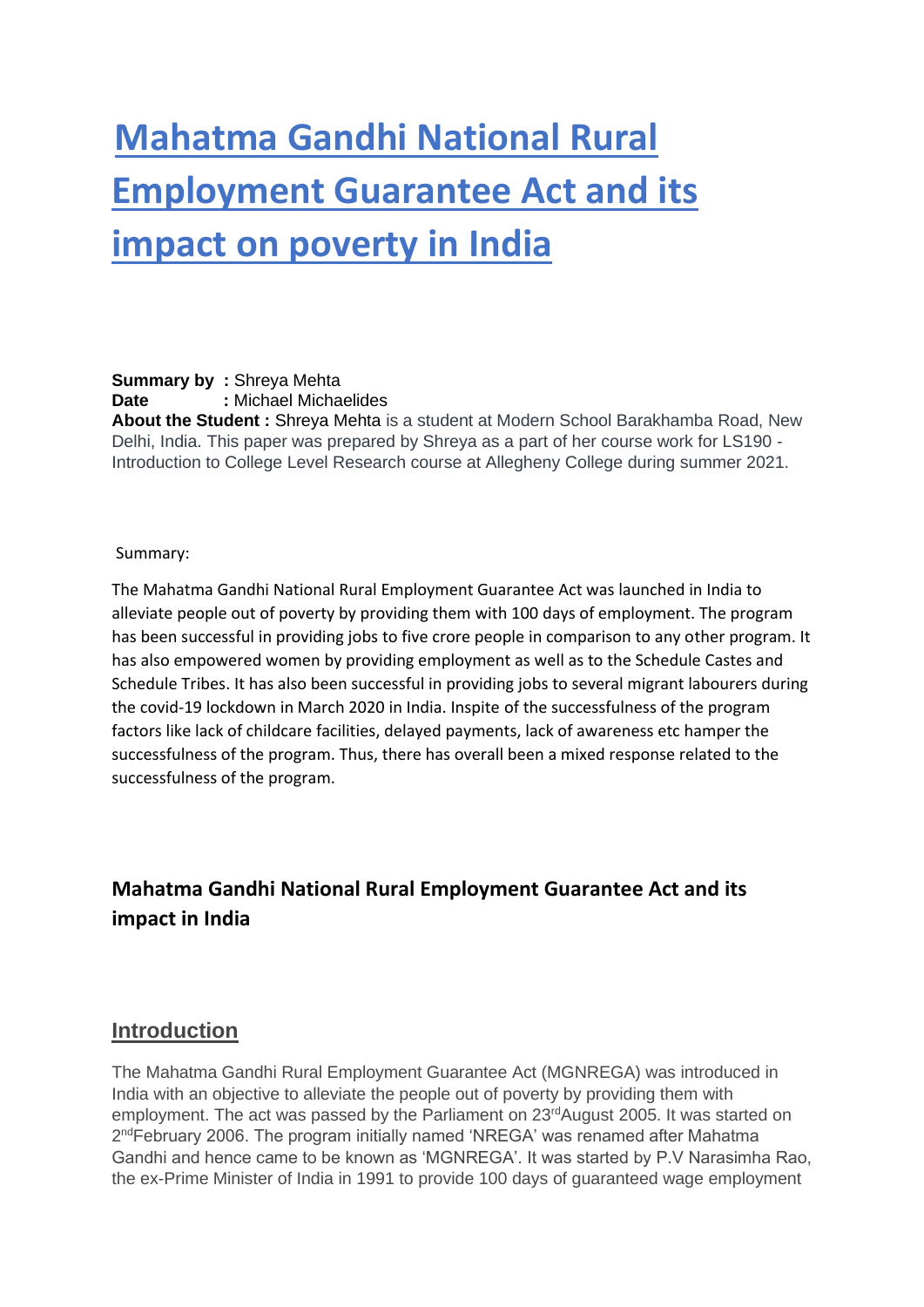# Mahatma Gandhi National Rural Employment Guarantee Act and its impact on poverty in India

**Summary by :** Shreya Mehta
**Date :** Michael Michaelides
**About the Student :** Shreya Mehta is a student at Modern School Barakhamba Road, New Delhi, India. This paper was prepared by Shreya as a part of her course work for LS190 - Introduction to College Level Research course at Allegheny College during summer 2021.

Summary:

The Mahatma Gandhi National Rural Employment Guarantee Act was launched in India to alleviate people out of poverty by providing them with 100 days of employment. The program has been successful in providing jobs to five crore people in comparison to any other program. It has also empowered women by providing employment as well as to the Schedule Castes and Schedule Tribes. It has also been successful in providing jobs to several migrant labourers during the covid-19 lockdown in March 2020 in India. Inspite of the successfulness of the program factors like lack of childcare facilities, delayed payments, lack of awareness etc hamper the successfulness of the program. Thus, there has overall been a mixed response related to the successfulness of the program.

## Mahatma Gandhi National Rural Employment Guarantee Act and its impact in India

### Introduction

The Mahatma Gandhi Rural Employment Guarantee Act (MGNREGA) was introduced in India with an objective to alleviate the people out of poverty by providing them with employment. The act was passed by the Parliament on 23rd August 2005. It was started on 2nd February 2006. The program initially named 'NREGA' was renamed after Mahatma Gandhi and hence came to be known as 'MGNREGA'. It was started by P.V Narasimha Rao, the ex-Prime Minister of India in 1991 to provide 100 days of guaranteed wage employment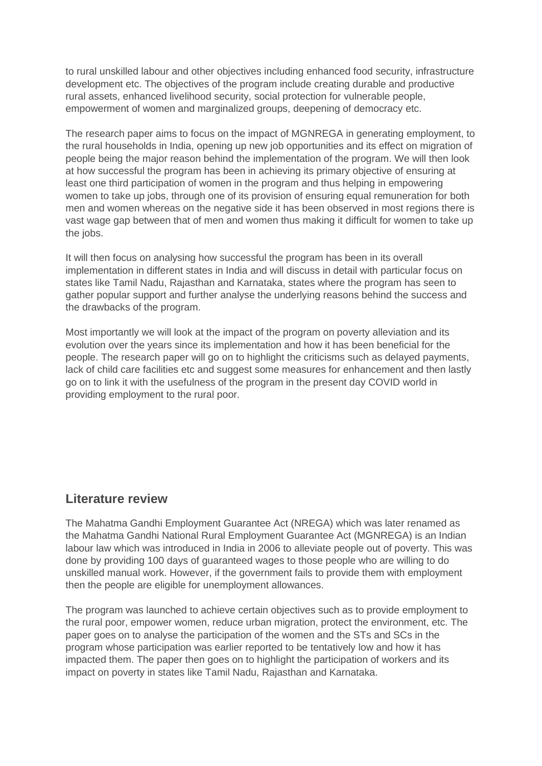to rural unskilled labour and other objectives including enhanced food security, infrastructure development etc. The objectives of the program include creating durable and productive rural assets, enhanced livelihood security, social protection for vulnerable people, empowerment of women and marginalized groups, deepening of democracy etc.

The research paper aims to focus on the impact of MGNREGA in generating employment, to the rural households in India, opening up new job opportunities and its effect on migration of people being the major reason behind the implementation of the program. We will then look at how successful the program has been in achieving its primary objective of ensuring at least one third participation of women in the program and thus helping in empowering women to take up jobs, through one of its provision of ensuring equal remuneration for both men and women whereas on the negative side it has been observed in most regions there is vast wage gap between that of men and women thus making it difficult for women to take up the jobs.

It will then focus on analysing how successful the program has been in its overall implementation in different states in India and will discuss in detail with particular focus on states like Tamil Nadu, Rajasthan and Karnataka, states where the program has seen to gather popular support and further analyse the underlying reasons behind the success and the drawbacks of the program.

Most importantly we will look at the impact of the program on poverty alleviation and its evolution over the years since its implementation and how it has been beneficial for the people. The research paper will go on to highlight the criticisms such as delayed payments, lack of child care facilities etc and suggest some measures for enhancement and then lastly go on to link it with the usefulness of the program in the present day COVID world in providing employment to the rural poor.

## Literature review

The Mahatma Gandhi Employment Guarantee Act (NREGA) which was later renamed as the Mahatma Gandhi National Rural Employment Guarantee Act (MGNREGA) is an Indian labour law which was introduced in India in 2006 to alleviate people out of poverty. This was done by providing 100 days of guaranteed wages to those people who are willing to do unskilled manual work. However, if the government fails to provide them with employment then the people are eligible for unemployment allowances.

The program was launched to achieve certain objectives such as to provide employment to the rural poor, empower women, reduce urban migration, protect the environment, etc. The paper goes on to analyse the participation of the women and the STs and SCs in the program whose participation was earlier reported to be tentatively low and how it has impacted them. The paper then goes on to highlight the participation of workers and its impact on poverty in states like Tamil Nadu, Rajasthan and Karnataka.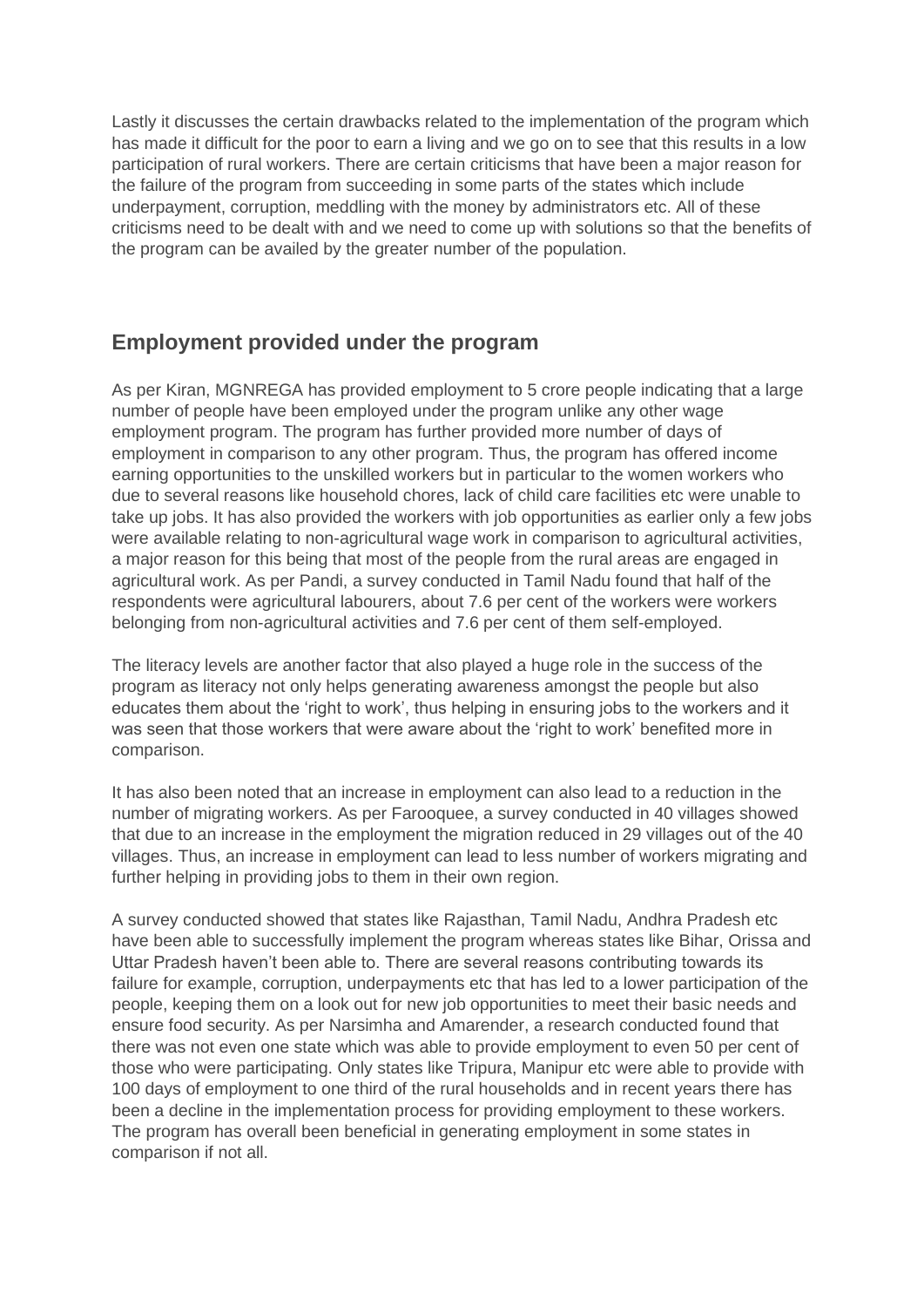Lastly it discusses the certain drawbacks related to the implementation of the program which has made it difficult for the poor to earn a living and we go on to see that this results in a low participation of rural workers. There are certain criticisms that have been a major reason for the failure of the program from succeeding in some parts of the states which include underpayment, corruption, meddling with the money by administrators etc. All of these criticisms need to be dealt with and we need to come up with solutions so that the benefits of the program can be availed by the greater number of the population.

## Employment provided under the program

As per Kiran, MGNREGA has provided employment to 5 crore people indicating that a large number of people have been employed under the program unlike any other wage employment program. The program has further provided more number of days of employment in comparison to any other program. Thus, the program has offered income earning opportunities to the unskilled workers but in particular to the women workers who due to several reasons like household chores, lack of child care facilities etc were unable to take up jobs. It has also provided the workers with job opportunities as earlier only a few jobs were available relating to non-agricultural wage work in comparison to agricultural activities, a major reason for this being that most of the people from the rural areas are engaged in agricultural work. As per Pandi, a survey conducted in Tamil Nadu found that half of the respondents were agricultural labourers, about 7.6 per cent of the workers were workers belonging from non-agricultural activities and 7.6 per cent of them self-employed.

The literacy levels are another factor that also played a huge role in the success of the program as literacy not only helps generating awareness amongst the people but also educates them about the 'right to work', thus helping in ensuring jobs to the workers and it was seen that those workers that were aware about the 'right to work' benefited more in comparison.

It has also been noted that an increase in employment can also lead to a reduction in the number of migrating workers. As per Farooquee, a survey conducted in 40 villages showed that due to an increase in the employment the migration reduced in 29 villages out of the 40 villages. Thus, an increase in employment can lead to less number of workers migrating and further helping in providing jobs to them in their own region.

A survey conducted showed that states like Rajasthan, Tamil Nadu, Andhra Pradesh etc have been able to successfully implement the program whereas states like Bihar, Orissa and Uttar Pradesh haven't been able to. There are several reasons contributing towards its failure for example, corruption, underpayments etc that has led to a lower participation of the people, keeping them on a look out for new job opportunities to meet their basic needs and ensure food security. As per Narsimha and Amarender, a research conducted found that there was not even one state which was able to provide employment to even 50 per cent of those who were participating. Only states like Tripura, Manipur etc were able to provide with 100 days of employment to one third of the rural households and in recent years there has been a decline in the implementation process for providing employment to these workers. The program has overall been beneficial in generating employment in some states in comparison if not all.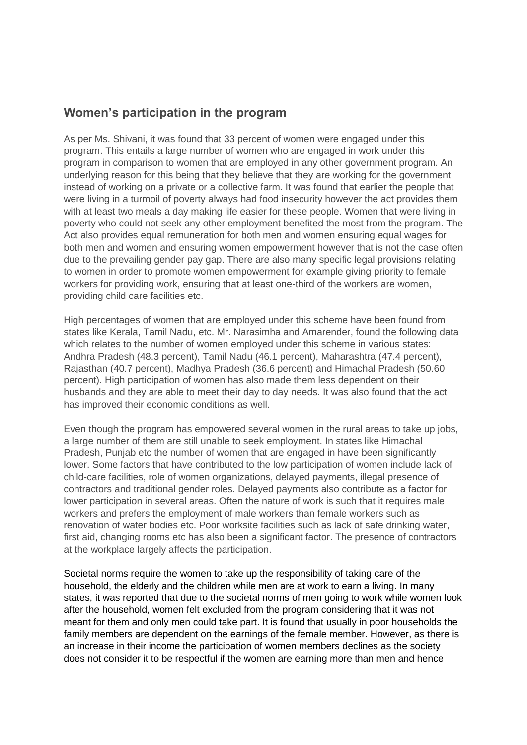## Women's participation in the program

As per Ms. Shivani, it was found that 33 percent of women were engaged under this program. This entails a large number of women who are engaged in work under this program in comparison to women that are employed in any other government program. An underlying reason for this being that they believe that they are working for the government instead of working on a private or a collective farm. It was found that earlier the people that were living in a turmoil of poverty always had food insecurity however the act provides them with at least two meals a day making life easier for these people. Women that were living in poverty who could not seek any other employment benefited the most from the program. The Act also provides equal remuneration for both men and women ensuring equal wages for both men and women and ensuring women empowerment however that is not the case often due to the prevailing gender pay gap. There are also many specific legal provisions relating to women in order to promote women empowerment for example giving priority to female workers for providing work, ensuring that at least one-third of the workers are women, providing child care facilities etc.

High percentages of women that are employed under this scheme have been found from states like Kerala, Tamil Nadu, etc. Mr. Narasimha and Amarender, found the following data which relates to the number of women employed under this scheme in various states: Andhra Pradesh (48.3 percent), Tamil Nadu (46.1 percent), Maharashtra (47.4 percent), Rajasthan (40.7 percent), Madhya Pradesh (36.6 percent) and Himachal Pradesh (50.60 percent). High participation of women has also made them less dependent on their husbands and they are able to meet their day to day needs. It was also found that the act has improved their economic conditions as well.

Even though the program has empowered several women in the rural areas to take up jobs, a large number of them are still unable to seek employment. In states like Himachal Pradesh, Punjab etc the number of women that are engaged in have been significantly lower. Some factors that have contributed to the low participation of women include lack of child-care facilities, role of women organizations, delayed payments, illegal presence of contractors and traditional gender roles. Delayed payments also contribute as a factor for lower participation in several areas. Often the nature of work is such that it requires male workers and prefers the employment of male workers than female workers such as renovation of water bodies etc. Poor worksite facilities such as lack of safe drinking water, first aid, changing rooms etc has also been a significant factor. The presence of contractors at the workplace largely affects the participation.

Societal norms require the women to take up the responsibility of taking care of the household, the elderly and the children while men are at work to earn a living. In many states, it was reported that due to the societal norms of men going to work while women look after the household, women felt excluded from the program considering that it was not meant for them and only men could take part. It is found that usually in poor households the family members are dependent on the earnings of the female member. However, as there is an increase in their income the participation of women members declines as the society does not consider it to be respectful if the women are earning more than men and hence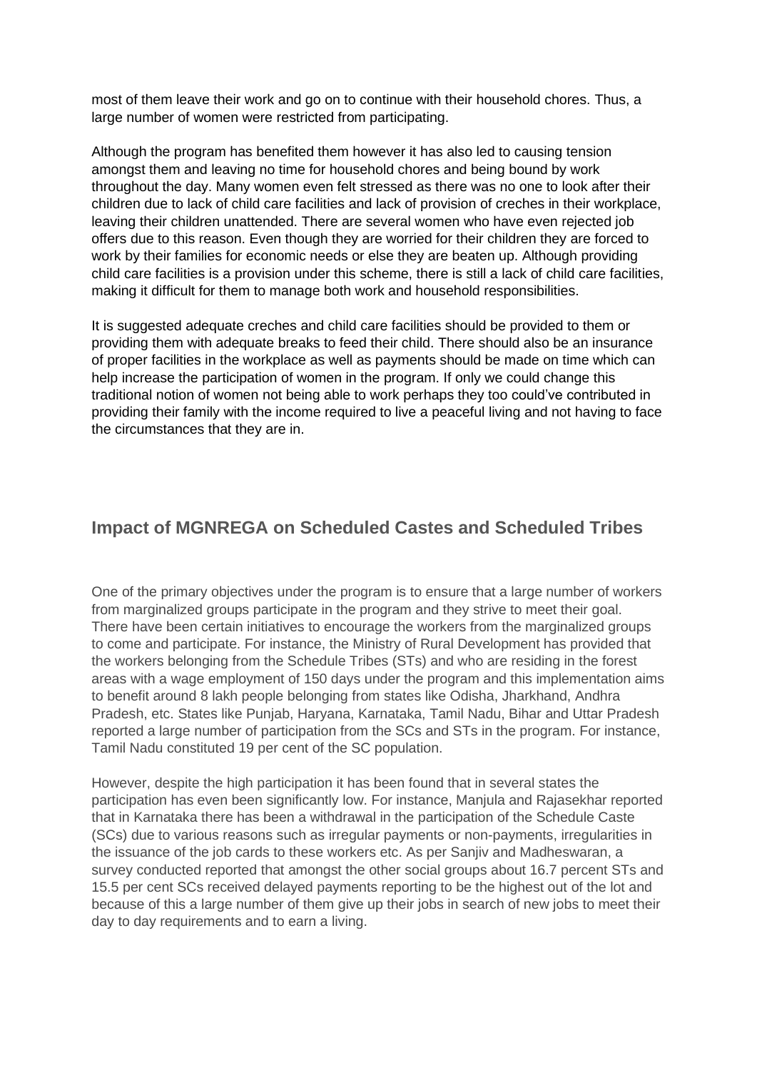most of them leave their work and go on to continue with their household chores. Thus, a large number of women were restricted from participating.

Although the program has benefited them however it has also led to causing tension amongst them and leaving no time for household chores and being bound by work throughout the day. Many women even felt stressed as there was no one to look after their children due to lack of child care facilities and lack of provision of creches in their workplace, leaving their children unattended. There are several women who have even rejected job offers due to this reason. Even though they are worried for their children they are forced to work by their families for economic needs or else they are beaten up. Although providing child care facilities is a provision under this scheme, there is still a lack of child care facilities, making it difficult for them to manage both work and household responsibilities.

It is suggested adequate creches and child care facilities should be provided to them or providing them with adequate breaks to feed their child. There should also be an insurance of proper facilities in the workplace as well as payments should be made on time which can help increase the participation of women in the program. If only we could change this traditional notion of women not being able to work perhaps they too could've contributed in providing their family with the income required to live a peaceful living and not having to face the circumstances that they are in.

## Impact of MGNREGA on Scheduled Castes and Scheduled Tribes

One of the primary objectives under the program is to ensure that a large number of workers from marginalized groups participate in the program and they strive to meet their goal. There have been certain initiatives to encourage the workers from the marginalized groups to come and participate. For instance, the Ministry of Rural Development has provided that the workers belonging from the Schedule Tribes (STs) and who are residing in the forest areas with a wage employment of 150 days under the program and this implementation aims to benefit around 8 lakh people belonging from states like Odisha, Jharkhand, Andhra Pradesh, etc. States like Punjab, Haryana, Karnataka, Tamil Nadu, Bihar and Uttar Pradesh reported a large number of participation from the SCs and STs in the program. For instance, Tamil Nadu constituted 19 per cent of the SC population.

However, despite the high participation it has been found that in several states the participation has even been significantly low. For instance, Manjula and Rajasekhar reported that in Karnataka there has been a withdrawal in the participation of the Schedule Caste (SCs) due to various reasons such as irregular payments or non-payments, irregularities in the issuance of the job cards to these workers etc. As per Sanjiv and Madheswaran, a survey conducted reported that amongst the other social groups about 16.7 percent STs and 15.5 per cent SCs received delayed payments reporting to be the highest out of the lot and because of this a large number of them give up their jobs in search of new jobs to meet their day to day requirements and to earn a living.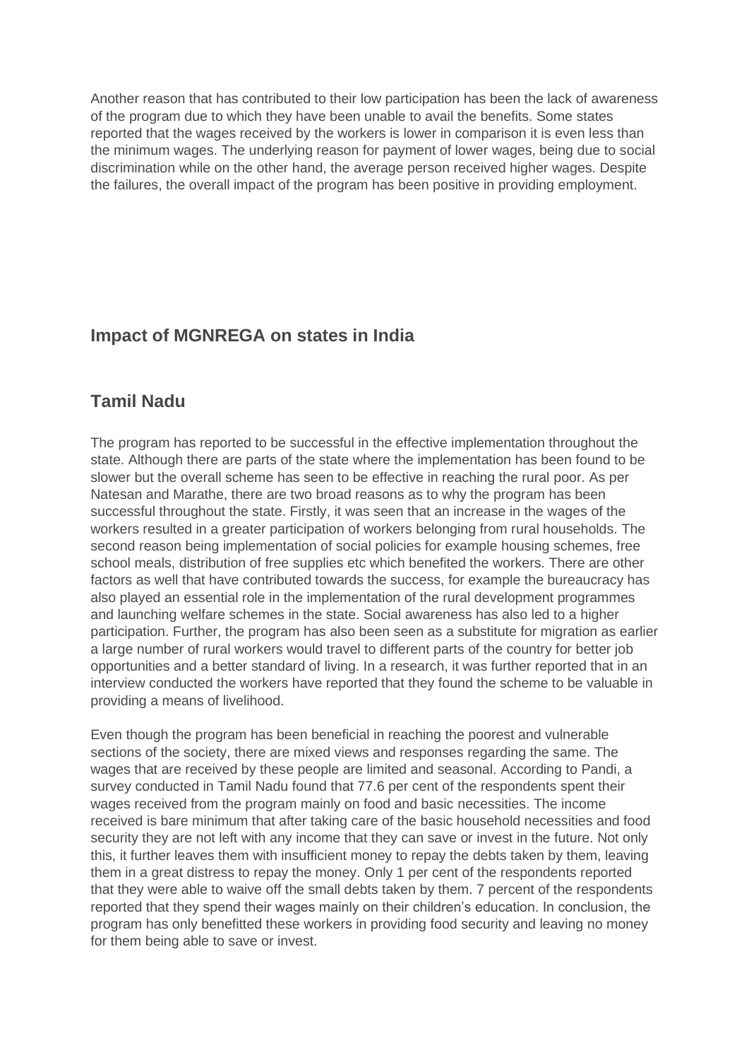Another reason that has contributed to their low participation has been the lack of awareness of the program due to which they have been unable to avail the benefits. Some states reported that the wages received by the workers is lower in comparison it is even less than the minimum wages. The underlying reason for payment of lower wages, being due to social discrimination while on the other hand, the average person received higher wages. Despite the failures, the overall impact of the program has been positive in providing employment.

## Impact of MGNREGA on states in India

## Tamil Nadu

The program has reported to be successful in the effective implementation throughout the state. Although there are parts of the state where the implementation has been found to be slower but the overall scheme has seen to be effective in reaching the rural poor. As per Natesan and Marathe, there are two broad reasons as to why the program has been successful throughout the state. Firstly, it was seen that an increase in the wages of the workers resulted in a greater participation of workers belonging from rural households. The second reason being implementation of social policies for example housing schemes, free school meals, distribution of free supplies etc which benefited the workers. There are other factors as well that have contributed towards the success, for example the bureaucracy has also played an essential role in the implementation of the rural development programmes and launching welfare schemes in the state. Social awareness has also led to a higher participation. Further, the program has also been seen as a substitute for migration as earlier a large number of rural workers would travel to different parts of the country for better job opportunities and a better standard of living. In a research, it was further reported that in an interview conducted the workers have reported that they found the scheme to be valuable in providing a means of livelihood.

Even though the program has been beneficial in reaching the poorest and vulnerable sections of the society, there are mixed views and responses regarding the same. The wages that are received by these people are limited and seasonal. According to Pandi, a survey conducted in Tamil Nadu found that 77.6 per cent of the respondents spent their wages received from the program mainly on food and basic necessities. The income received is bare minimum that after taking care of the basic household necessities and food security they are not left with any income that they can save or invest in the future. Not only this, it further leaves them with insufficient money to repay the debts taken by them, leaving them in a great distress to repay the money. Only 1 per cent of the respondents reported that they were able to waive off the small debts taken by them. 7 percent of the respondents reported that they spend their wages mainly on their children's education. In conclusion, the program has only benefitted these workers in providing food security and leaving no money for them being able to save or invest.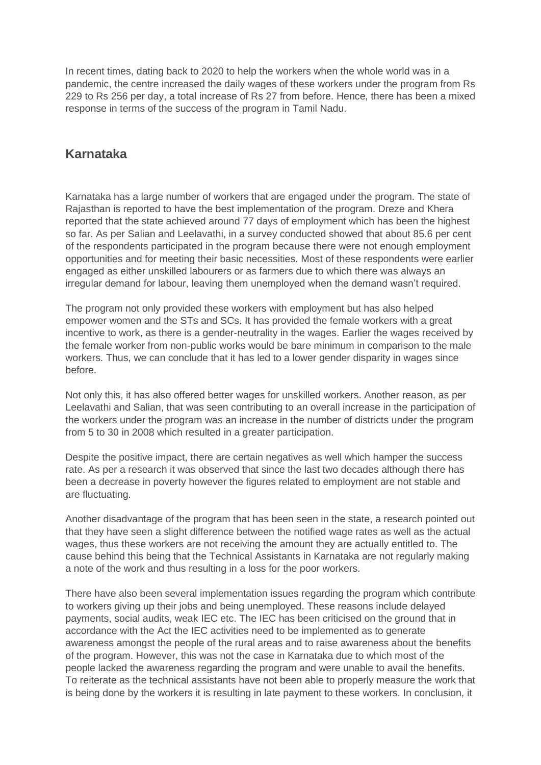In recent times, dating back to 2020 to help the workers when the whole world was in a pandemic, the centre increased the daily wages of these workers under the program from Rs 229 to Rs 256 per day, a total increase of Rs 27 from before. Hence, there has been a mixed response in terms of the success of the program in Tamil Nadu.

## Karnataka

Karnataka has a large number of workers that are engaged under the program. The state of Rajasthan is reported to have the best implementation of the program. Dreze and Khera reported that the state achieved around 77 days of employment which has been the highest so far. As per Salian and Leelavathi, in a survey conducted showed that about 85.6 per cent of the respondents participated in the program because there were not enough employment opportunities and for meeting their basic necessities. Most of these respondents were earlier engaged as either unskilled labourers or as farmers due to which there was always an irregular demand for labour, leaving them unemployed when the demand wasn't required.

The program not only provided these workers with employment but has also helped empower women and the STs and SCs. It has provided the female workers with a great incentive to work, as there is a gender-neutrality in the wages. Earlier the wages received by the female worker from non-public works would be bare minimum in comparison to the male workers. Thus, we can conclude that it has led to a lower gender disparity in wages since before.

Not only this, it has also offered better wages for unskilled workers. Another reason, as per Leelavathi and Salian, that was seen contributing to an overall increase in the participation of the workers under the program was an increase in the number of districts under the program from 5 to 30 in 2008 which resulted in a greater participation.

Despite the positive impact, there are certain negatives as well which hamper the success rate. As per a research it was observed that since the last two decades although there has been a decrease in poverty however the figures related to employment are not stable and are fluctuating.

Another disadvantage of the program that has been seen in the state, a research pointed out that they have seen a slight difference between the notified wage rates as well as the actual wages, thus these workers are not receiving the amount they are actually entitled to. The cause behind this being that the Technical Assistants in Karnataka are not regularly making a note of the work and thus resulting in a loss for the poor workers.

There have also been several implementation issues regarding the program which contribute to workers giving up their jobs and being unemployed. These reasons include delayed payments, social audits, weak IEC etc. The IEC has been criticised on the ground that in accordance with the Act the IEC activities need to be implemented as to generate awareness amongst the people of the rural areas and to raise awareness about the benefits of the program. However, this was not the case in Karnataka due to which most of the people lacked the awareness regarding the program and were unable to avail the benefits. To reiterate as the technical assistants have not been able to properly measure the work that is being done by the workers it is resulting in late payment to these workers. In conclusion, it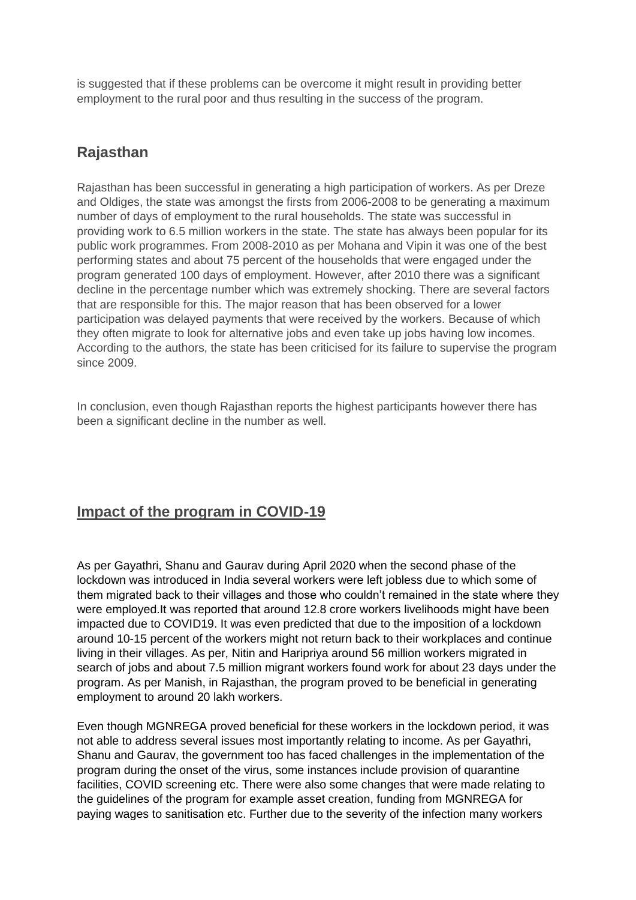is suggested that if these problems can be overcome it might result in providing better employment to the rural poor and thus resulting in the success of the program.

## Rajasthan

Rajasthan has been successful in generating a high participation of workers. As per Dreze and Oldiges, the state was amongst the firsts from 2006-2008 to be generating a maximum number of days of employment to the rural households. The state was successful in providing work to 6.5 million workers in the state. The state has always been popular for its public work programmes. From 2008-2010 as per Mohana and Vipin it was one of the best performing states and about 75 percent of the households that were engaged under the program generated 100 days of employment. However, after 2010 there was a significant decline in the percentage number which was extremely shocking. There are several factors that are responsible for this. The major reason that has been observed for a lower participation was delayed payments that were received by the workers. Because of which they often migrate to look for alternative jobs and even take up jobs having low incomes. According to the authors, the state has been criticised for its failure to supervise the program since 2009.

In conclusion, even though Rajasthan reports the highest participants however there has been a significant decline in the number as well.

## <u>Impact of the program in COVID-19</u>

As per Gayathri, Shanu and Gaurav during April 2020 when the second phase of the lockdown was introduced in India several workers were left jobless due to which some of them migrated back to their villages and those who couldn't remained in the state where they were employed.It was reported that around 12.8 crore workers livelihoods might have been impacted due to COVID19. It was even predicted that due to the imposition of a lockdown around 10-15 percent of the workers might not return back to their workplaces and continue living in their villages. As per, Nitin and Haripriya around 56 million workers migrated in search of jobs and about 7.5 million migrant workers found work for about 23 days under the program. As per Manish, in Rajasthan, the program proved to be beneficial in generating employment to around 20 lakh workers.

Even though MGNREGA proved beneficial for these workers in the lockdown period, it was not able to address several issues most importantly relating to income. As per Gayathri, Shanu and Gaurav, the government too has faced challenges in the implementation of the program during the onset of the virus, some instances include provision of quarantine facilities, COVID screening etc. There were also some changes that were made relating to the guidelines of the program for example asset creation, funding from MGNREGA for paying wages to sanitisation etc. Further due to the severity of the infection many workers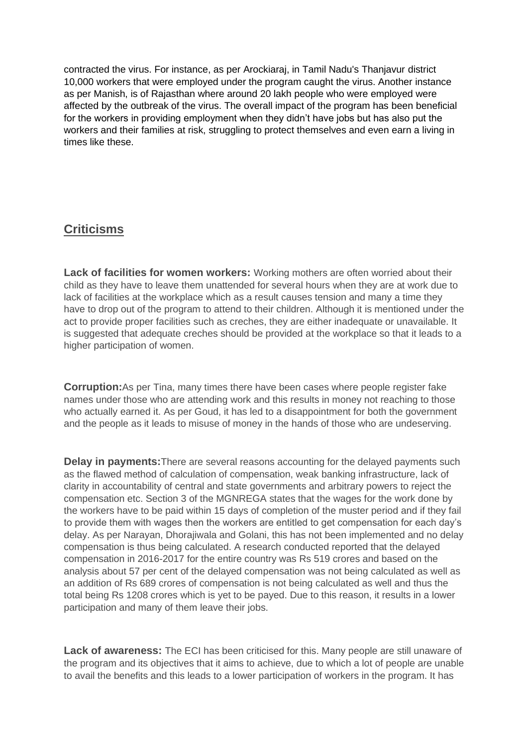contracted the virus. For instance, as per Arockiaraj, in Tamil Nadu's Thanjavur district 10,000 workers that were employed under the program caught the virus. Another instance as per Manish, is of Rajasthan where around 20 lakh people who were employed were affected by the outbreak of the virus. The overall impact of the program has been beneficial for the workers in providing employment when they didn't have jobs but has also put the workers and their families at risk, struggling to protect themselves and even earn a living in times like these.

## Criticisms

**Lack of facilities for women workers:** Working mothers are often worried about their child as they have to leave them unattended for several hours when they are at work due to lack of facilities at the workplace which as a result causes tension and many a time they have to drop out of the program to attend to their children. Although it is mentioned under the act to provide proper facilities such as creches, they are either inadequate or unavailable. It is suggested that adequate creches should be provided at the workplace so that it leads to a higher participation of women.

**Corruption:**As per Tina, many times there have been cases where people register fake names under those who are attending work and this results in money not reaching to those who actually earned it. As per Goud, it has led to a disappointment for both the government and the people as it leads to misuse of money in the hands of those who are undeserving.

**Delay in payments:**There are several reasons accounting for the delayed payments such as the flawed method of calculation of compensation, weak banking infrastructure, lack of clarity in accountability of central and state governments and arbitrary powers to reject the compensation etc. Section 3 of the MGNREGA states that the wages for the work done by the workers have to be paid within 15 days of completion of the muster period and if they fail to provide them with wages then the workers are entitled to get compensation for each day's delay. As per Narayan, Dhorajiwala and Golani, this has not been implemented and no delay compensation is thus being calculated. A research conducted reported that the delayed compensation in 2016-2017 for the entire country was Rs 519 crores and based on the analysis about 57 per cent of the delayed compensation was not being calculated as well as an addition of Rs 689 crores of compensation is not being calculated as well and thus the total being Rs 1208 crores which is yet to be payed. Due to this reason, it results in a lower participation and many of them leave their jobs.

**Lack of awareness:** The ECI has been criticised for this. Many people are still unaware of the program and its objectives that it aims to achieve, due to which a lot of people are unable to avail the benefits and this leads to a lower participation of workers in the program. It has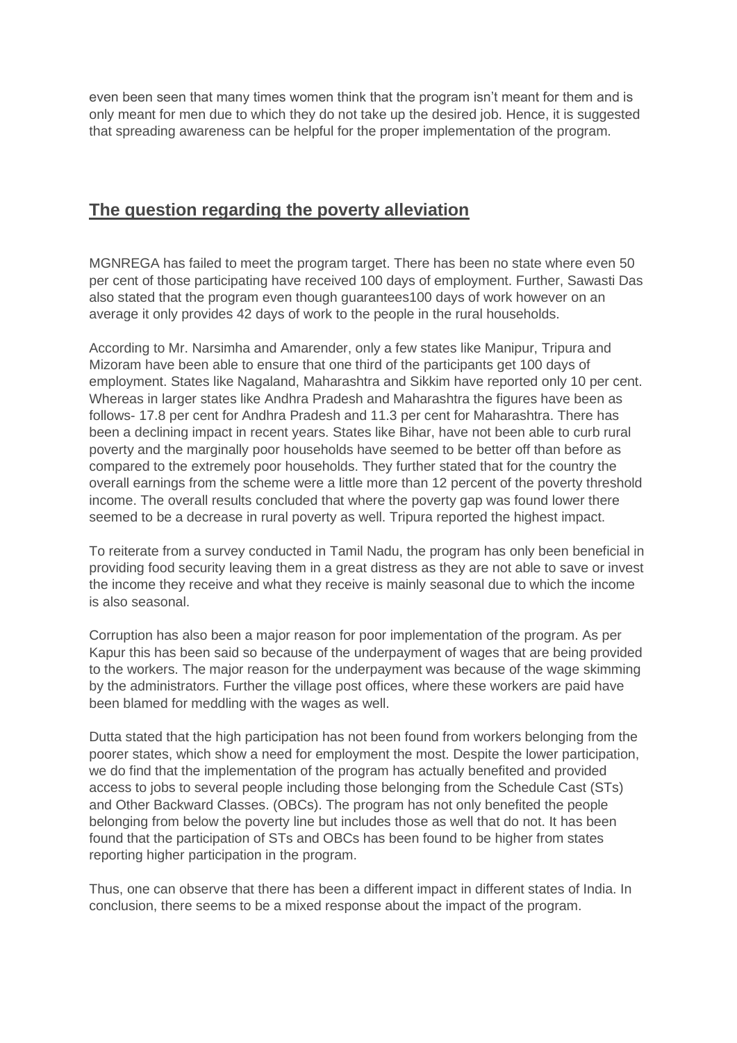even been seen that many times women think that the program isn't meant for them and is only meant for men due to which they do not take up the desired job. Hence, it is suggested that spreading awareness can be helpful for the proper implementation of the program.

## The question regarding the poverty alleviation

MGNREGA has failed to meet the program target. There has been no state where even 50 per cent of those participating have received 100 days of employment. Further, Sawasti Das also stated that the program even though guarantees100 days of work however on an average it only provides 42 days of work to the people in the rural households.

According to Mr. Narsimha and Amarender, only a few states like Manipur, Tripura and Mizoram have been able to ensure that one third of the participants get 100 days of employment. States like Nagaland, Maharashtra and Sikkim have reported only 10 per cent. Whereas in larger states like Andhra Pradesh and Maharashtra the figures have been as follows- 17.8 per cent for Andhra Pradesh and 11.3 per cent for Maharashtra. There has been a declining impact in recent years. States like Bihar, have not been able to curb rural poverty and the marginally poor households have seemed to be better off than before as compared to the extremely poor households. They further stated that for the country the overall earnings from the scheme were a little more than 12 percent of the poverty threshold income. The overall results concluded that where the poverty gap was found lower there seemed to be a decrease in rural poverty as well. Tripura reported the highest impact.

To reiterate from a survey conducted in Tamil Nadu, the program has only been beneficial in providing food security leaving them in a great distress as they are not able to save or invest the income they receive and what they receive is mainly seasonal due to which the income is also seasonal.

Corruption has also been a major reason for poor implementation of the program. As per Kapur this has been said so because of the underpayment of wages that are being provided to the workers. The major reason for the underpayment was because of the wage skimming by the administrators. Further the village post offices, where these workers are paid have been blamed for meddling with the wages as well.

Dutta stated that the high participation has not been found from workers belonging from the poorer states, which show a need for employment the most. Despite the lower participation, we do find that the implementation of the program has actually benefited and provided access to jobs to several people including those belonging from the Schedule Cast (STs) and Other Backward Classes. (OBCs). The program has not only benefited the people belonging from below the poverty line but includes those as well that do not. It has been found that the participation of STs and OBCs has been found to be higher from states reporting higher participation in the program.

Thus, one can observe that there has been a different impact in different states of India. In conclusion, there seems to be a mixed response about the impact of the program.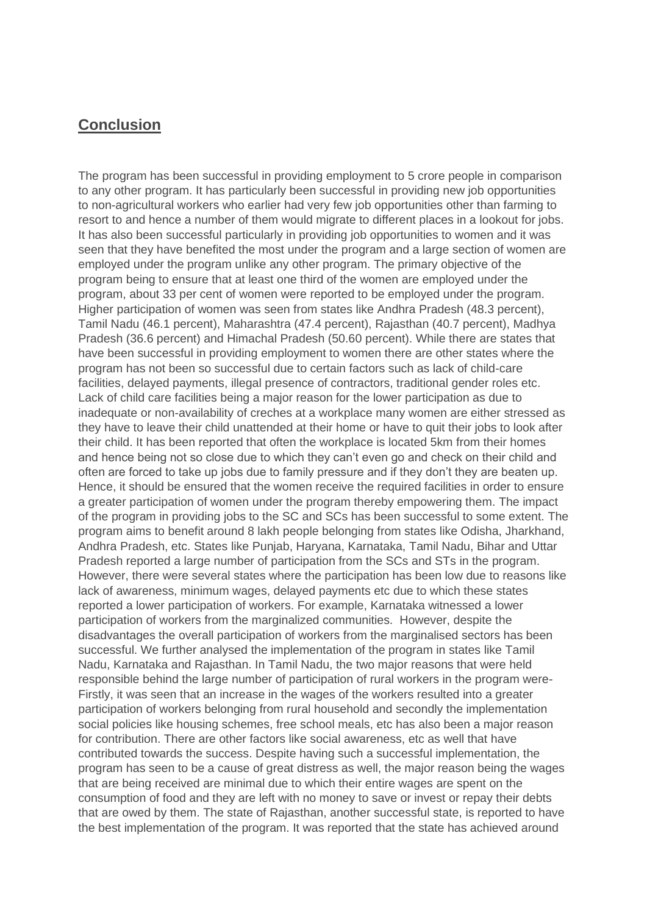## Conclusion

The program has been successful in providing employment to 5 crore people in comparison to any other program. It has particularly been successful in providing new job opportunities to non-agricultural workers who earlier had very few job opportunities other than farming to resort to and hence a number of them would migrate to different places in a lookout for jobs. It has also been successful particularly in providing job opportunities to women and it was seen that they have benefited the most under the program and a large section of women are employed under the program unlike any other program. The primary objective of the program being to ensure that at least one third of the women are employed under the program, about 33 per cent of women were reported to be employed under the program. Higher participation of women was seen from states like Andhra Pradesh (48.3 percent), Tamil Nadu (46.1 percent), Maharashtra (47.4 percent), Rajasthan (40.7 percent), Madhya Pradesh (36.6 percent) and Himachal Pradesh (50.60 percent). While there are states that have been successful in providing employment to women there are other states where the program has not been so successful due to certain factors such as lack of child-care facilities, delayed payments, illegal presence of contractors, traditional gender roles etc. Lack of child care facilities being a major reason for the lower participation as due to inadequate or non-availability of creches at a workplace many women are either stressed as they have to leave their child unattended at their home or have to quit their jobs to look after their child. It has been reported that often the workplace is located 5km from their homes and hence being not so close due to which they can't even go and check on their child and often are forced to take up jobs due to family pressure and if they don't they are beaten up. Hence, it should be ensured that the women receive the required facilities in order to ensure a greater participation of women under the program thereby empowering them. The impact of the program in providing jobs to the SC and SCs has been successful to some extent. The program aims to benefit around 8 lakh people belonging from states like Odisha, Jharkhand, Andhra Pradesh, etc. States like Punjab, Haryana, Karnataka, Tamil Nadu, Bihar and Uttar Pradesh reported a large number of participation from the SCs and STs in the program. However, there were several states where the participation has been low due to reasons like lack of awareness, minimum wages, delayed payments etc due to which these states reported a lower participation of workers. For example, Karnataka witnessed a lower participation of workers from the marginalized communities. However, despite the disadvantages the overall participation of workers from the marginalised sectors has been successful. We further analysed the implementation of the program in states like Tamil Nadu, Karnataka and Rajasthan. In Tamil Nadu, the two major reasons that were held responsible behind the large number of participation of rural workers in the program were- Firstly, it was seen that an increase in the wages of the workers resulted into a greater participation of workers belonging from rural household and secondly the implementation social policies like housing schemes, free school meals, etc has also been a major reason for contribution. There are other factors like social awareness, etc as well that have contributed towards the success. Despite having such a successful implementation, the program has seen to be a cause of great distress as well, the major reason being the wages that are being received are minimal due to which their entire wages are spent on the consumption of food and they are left with no money to save or invest or repay their debts that are owed by them. The state of Rajasthan, another successful state, is reported to have the best implementation of the program. It was reported that the state has achieved around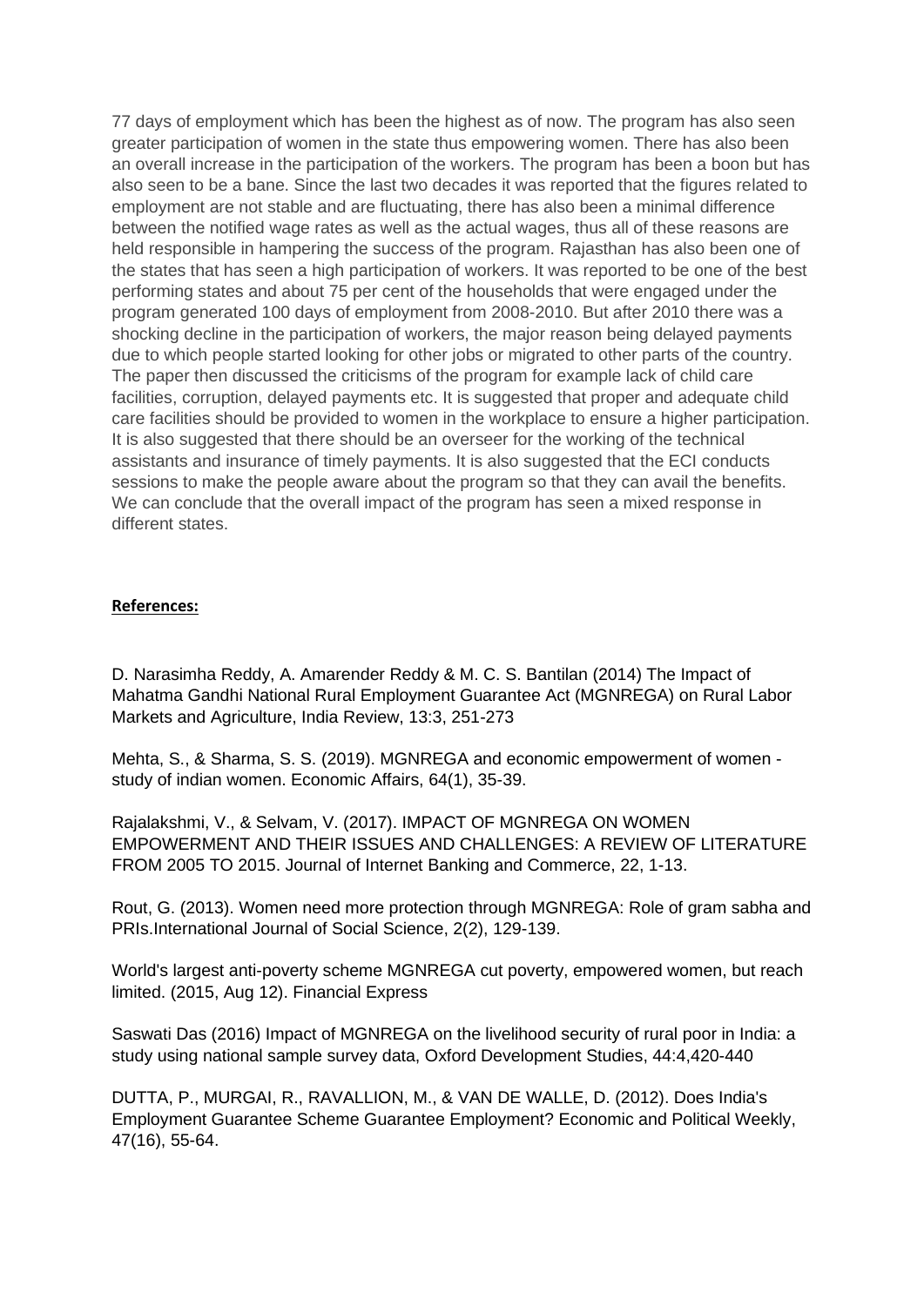77 days of employment which has been the highest as of now. The program has also seen greater participation of women in the state thus empowering women. There has also been an overall increase in the participation of the workers. The program has been a boon but has also seen to be a bane. Since the last two decades it was reported that the figures related to employment are not stable and are fluctuating, there has also been a minimal difference between the notified wage rates as well as the actual wages, thus all of these reasons are held responsible in hampering the success of the program. Rajasthan has also been one of the states that has seen a high participation of workers. It was reported to be one of the best performing states and about 75 per cent of the households that were engaged under the program generated 100 days of employment from 2008-2010. But after 2010 there was a shocking decline in the participation of workers, the major reason being delayed payments due to which people started looking for other jobs or migrated to other parts of the country. The paper then discussed the criticisms of the program for example lack of child care facilities, corruption, delayed payments etc. It is suggested that proper and adequate child care facilities should be provided to women in the workplace to ensure a higher participation. It is also suggested that there should be an overseer for the working of the technical assistants and insurance of timely payments. It is also suggested that the ECI conducts sessions to make the people aware about the program so that they can avail the benefits. We can conclude that the overall impact of the program has seen a mixed response in different states.

**References:**

D. Narasimha Reddy, A. Amarender Reddy & M. C. S. Bantilan (2014) The Impact of Mahatma Gandhi National Rural Employment Guarantee Act (MGNREGA) on Rural Labor Markets and Agriculture, India Review, 13:3, 251-273

Mehta, S., & Sharma, S. S. (2019). MGNREGA and economic empowerment of women - study of indian women. Economic Affairs, 64(1), 35-39.

Rajalakshmi, V., & Selvam, V. (2017). IMPACT OF MGNREGA ON WOMEN EMPOWERMENT AND THEIR ISSUES AND CHALLENGES: A REVIEW OF LITERATURE FROM 2005 TO 2015. Journal of Internet Banking and Commerce, 22, 1-13.

Rout, G. (2013). Women need more protection through MGNREGA: Role of gram sabha and PRIs.International Journal of Social Science, 2(2), 129-139.

World's largest anti-poverty scheme MGNREGA cut poverty, empowered women, but reach limited. (2015, Aug 12). Financial Express

Saswati Das (2016) Impact of MGNREGA on the livelihood security of rural poor in India: a study using national sample survey data, Oxford Development Studies, 44:4,420-440

DUTTA, P., MURGAI, R., RAVALLION, M., & VAN DE WALLE, D. (2012). Does India's Employment Guarantee Scheme Guarantee Employment? Economic and Political Weekly, 47(16), 55-64.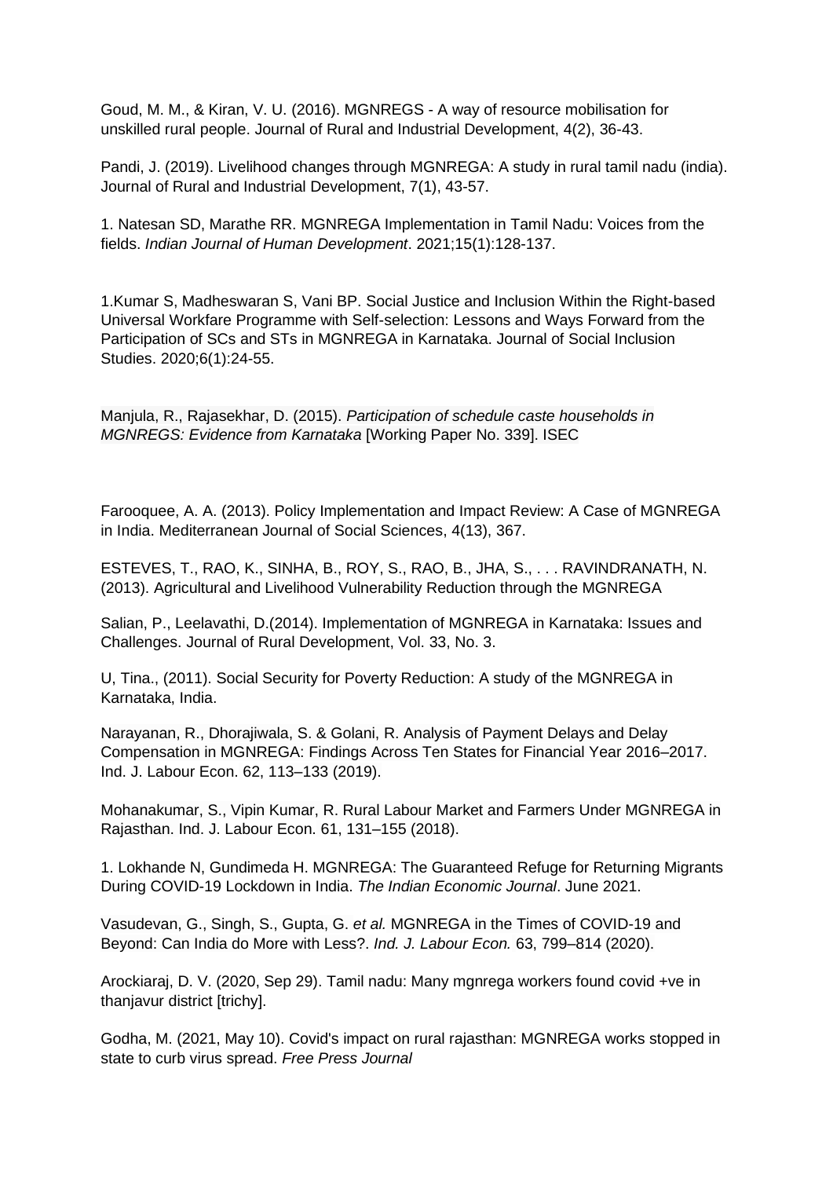Goud, M. M., & Kiran, V. U. (2016). MGNREGS - A way of resource mobilisation for unskilled rural people. Journal of Rural and Industrial Development, 4(2), 36-43.

Pandi, J. (2019). Livelihood changes through MGNREGA: A study in rural tamil nadu (india). Journal of Rural and Industrial Development, 7(1), 43-57.

1. Natesan SD, Marathe RR. MGNREGA Implementation in Tamil Nadu: Voices from the fields. *Indian Journal of Human Development*. 2021;15(1):128-137.

1.Kumar S, Madheswaran S, Vani BP. Social Justice and Inclusion Within the Right-based Universal Workfare Programme with Self-selection: Lessons and Ways Forward from the Participation of SCs and STs in MGNREGA in Karnataka. Journal of Social Inclusion Studies. 2020;6(1):24-55.

Manjula, R., Rajasekhar, D. (2015). *Participation of schedule caste households in MGNREGS: Evidence from Karnataka* [Working Paper No. 339]. ISEC

Farooquee, A. A. (2013). Policy Implementation and Impact Review: A Case of MGNREGA in India. Mediterranean Journal of Social Sciences, 4(13), 367.

ESTEVES, T., RAO, K., SINHA, B., ROY, S., RAO, B., JHA, S., . . . RAVINDRANATH, N. (2013). Agricultural and Livelihood Vulnerability Reduction through the MGNREGA

Salian, P., Leelavathi, D.(2014). Implementation of MGNREGA in Karnataka: Issues and Challenges. Journal of Rural Development, Vol. 33, No. 3.

U, Tina., (2011). Social Security for Poverty Reduction: A study of the MGNREGA in Karnataka, India.

Narayanan, R., Dhorajiwala, S. & Golani, R. Analysis of Payment Delays and Delay Compensation in MGNREGA: Findings Across Ten States for Financial Year 2016–2017. Ind. J. Labour Econ. 62, 113–133 (2019).

Mohanakumar, S., Vipin Kumar, R. Rural Labour Market and Farmers Under MGNREGA in Rajasthan. Ind. J. Labour Econ. 61, 131–155 (2018).

1. Lokhande N, Gundimeda H. MGNREGA: The Guaranteed Refuge for Returning Migrants During COVID-19 Lockdown in India. *The Indian Economic Journal*. June 2021.

Vasudevan, G., Singh, S., Gupta, G. *et al.* MGNREGA in the Times of COVID-19 and Beyond: Can India do More with Less?. *Ind. J. Labour Econ.* 63, 799–814 (2020).

Arockiaraj, D. V. (2020, Sep 29). Tamil nadu: Many mgnrega workers found covid +ve in thanjavur district [trichy].

Godha, M. (2021, May 10). Covid's impact on rural rajasthan: MGNREGA works stopped in state to curb virus spread. *Free Press Journal*